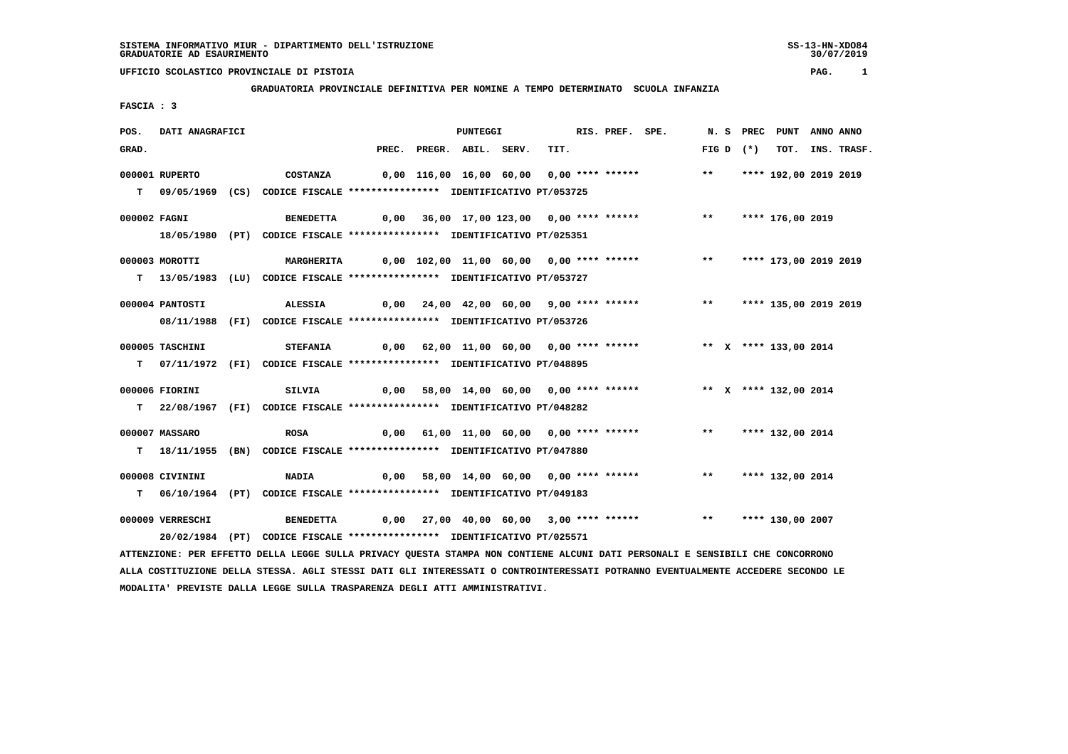SISTEMA INFORMATIVO MIUR - DIPARTIMENTO DELL'ISTRUZIONE
GRADUATORIE AD ESAURIMENTO

UFFICIO SCOLASTICO PROVINCIALE DI PISTOIA

GRADUATORIA PROVINCIALE DEFINITIVA PER NOMINE A TEMPO DETERMINATO SCUOLA INFANZIA

FASCIA : 3

| POS. GRAD. | DATI ANAGRAFICI | | PREC. | PREGR. | ABIL. | SERV. | TIT. | RIS. | PREF. | SPE. | N. S FIG D | PREC (*) | PUNT TOT. | ANNO INS. | ANNO TRASF. |
|---|---|---|---|---|---|---|---|---|---|---|---|---|---|---|---|
| 000001 | RUPERTO | COSTANZA | 0,00 | 116,00 | 16,00 | 60,00 | 0,00 | **** | ****** | | ** | | **** 192,00 | 2019 | 2019 |
| T | 09/05/1969 (CS) CODICE FISCALE **************** IDENTIFICATIVO PT/053725 | | | | | | | | | | | | | | |
| 000002 | FAGNI | BENEDETTA | 0,00 | 36,00 | 17,00 | 123,00 | 0,00 | **** | ****** | | ** | | **** 176,00 | 2019 | |
| | 18/05/1980 (PT) CODICE FISCALE **************** IDENTIFICATIVO PT/025351 | | | | | | | | | | | | | | |
| 000003 | MOROTTI | MARGHERITA | 0,00 | 102,00 | 11,00 | 60,00 | 0,00 | **** | ****** | | ** | | **** 173,00 | 2019 | 2019 |
| T | 13/05/1983 (LU) CODICE FISCALE **************** IDENTIFICATIVO PT/053727 | | | | | | | | | | | | | | |
| 000004 | PANTOSTI | ALESSIA | 0,00 | 24,00 | 42,00 | 60,00 | 9,00 | **** | ****** | | ** | | **** 135,00 | 2019 | 2019 |
| | 08/11/1988 (FI) CODICE FISCALE **************** IDENTIFICATIVO PT/053726 | | | | | | | | | | | | | | |
| 000005 | TASCHINI | STEFANIA | 0,00 | 62,00 | 11,00 | 60,00 | 0,00 | **** | ****** | | ** | X | **** 133,00 | 2014 | |
| T | 07/11/1972 (FI) CODICE FISCALE **************** IDENTIFICATIVO PT/048895 | | | | | | | | | | | | | | |
| 000006 | FIORINI | SILVIA | 0,00 | 58,00 | 14,00 | 60,00 | 0,00 | **** | ****** | | ** | X | **** 132,00 | 2014 | |
| T | 22/08/1967 (FI) CODICE FISCALE **************** IDENTIFICATIVO PT/048282 | | | | | | | | | | | | | | |
| 000007 | MASSARO | ROSA | 0,00 | 61,00 | 11,00 | 60,00 | 0,00 | **** | ****** | | ** | | **** 132,00 | 2014 | |
| T | 18/11/1955 (BN) CODICE FISCALE **************** IDENTIFICATIVO PT/047880 | | | | | | | | | | | | | | |
| 000008 | CIVININI | NADIA | 0,00 | 58,00 | 14,00 | 60,00 | 0,00 | **** | ****** | | ** | | **** 132,00 | 2014 | |
| T | 06/10/1964 (PT) CODICE FISCALE **************** IDENTIFICATIVO PT/049183 | | | | | | | | | | | | | | |
| 000009 | VERRESCHI | BENEDETTA | 0,00 | 27,00 | 40,00 | 60,00 | 3,00 | **** | ****** | | ** | | **** 130,00 | 2007 | |
| | 20/02/1984 (PT) CODICE FISCALE **************** IDENTIFICATIVO PT/025571 | | | | | | | | | | | | | | |

ATTENZIONE: PER EFFETTO DELLA LEGGE SULLA PRIVACY QUESTA STAMPA NON CONTIENE ALCUNI DATI PERSONALI E SENSIBILI CHE CONCORRONO ALLA COSTITUZIONE DELLA STESSA. AGLI STESSI DATI GLI INTERESSATI O CONTROINTERESSATI POTRANNO EVENTUALMENTE ACCEDERE SECONDO LE MODALITA' PREVISTE DALLA LEGGE SULLA TRASPARENZA DEGLI ATTI AMMINISTRATIVI.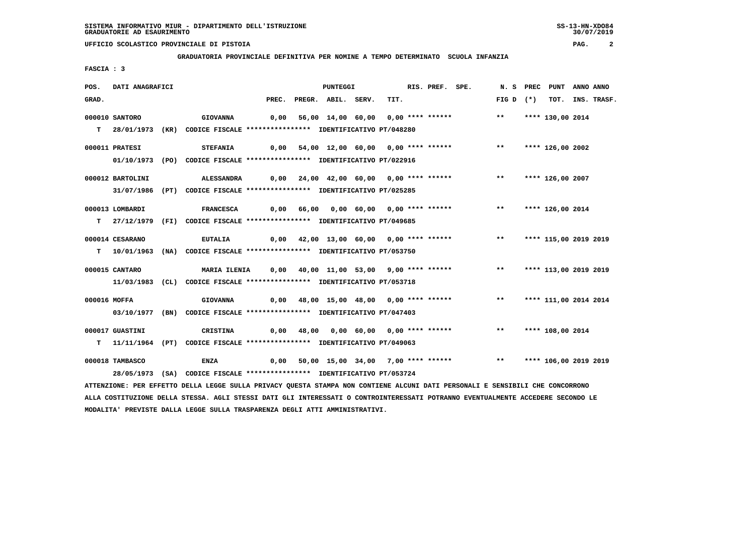**GRADUATORIA PROVINCIALE DEFINITIVA PER NOMINE A TEMPO DETERMINATO SCUOLA INFANZIA**

**FASCIA : 3**

| POS. GRAD. | | DATI ANAGRAFICI | | | PREC. | PREGR. | ABIL. | SERV. | TIT. | RIS. | PREF. | SPE. | N. S FIG D | PREC (*) | PUNT TOT. | ANNO INS. | ANNO TRASF. |
|---|---|---|---|---|---|---|---|---|---|---|---|---|---|---|---|---|---|
| 000010 | | SANTORO | | GIOVANNA | 0,00 | 56,00 | 14,00 | 60,00 | 0,00 | **** | ****** | | ** | **** | 130,00 | 2014 | |
| | T | 28/01/1973 | (KR) | CODICE FISCALE **************** IDENTIFICATIVO PT/048280 | | | | | | | | | | | | | |
| 000011 | | PRATESI | | STEFANIA | 0,00 | 54,00 | 12,00 | 60,00 | 0,00 | **** | ****** | | ** | **** | 126,00 | 2002 | |
| | | 01/10/1973 | (PO) | CODICE FISCALE **************** IDENTIFICATIVO PT/022916 | | | | | | | | | | | | | |
| 000012 | | BARTOLINI | | ALESSANDRA | 0,00 | 24,00 | 42,00 | 60,00 | 0,00 | **** | ****** | | ** | **** | 126,00 | 2007 | |
| | | 31/07/1986 | (PT) | CODICE FISCALE **************** IDENTIFICATIVO PT/025285 | | | | | | | | | | | | | |
| 000013 | | LOMBARDI | | FRANCESCA | 0,00 | 66,00 | 0,00 | 60,00 | 0,00 | **** | ****** | | ** | **** | 126,00 | 2014 | |
| | T | 27/12/1979 | (FI) | CODICE FISCALE **************** IDENTIFICATIVO PT/049685 | | | | | | | | | | | | | |
| 000014 | | CESARANO | | EUTALIA | 0,00 | 42,00 | 13,00 | 60,00 | 0,00 | **** | ****** | | ** | **** | 115,00 | 2019 | 2019 |
| | T | 10/01/1963 | (NA) | CODICE FISCALE **************** IDENTIFICATIVO PT/053750 | | | | | | | | | | | | | |
| 000015 | | CANTARO | | MARIA ILENIA | 0,00 | 40,00 | 11,00 | 53,00 | 9,00 | **** | ****** | | ** | **** | 113,00 | 2019 | 2019 |
| | | 11/03/1983 | (CL) | CODICE FISCALE **************** IDENTIFICATIVO PT/053718 | | | | | | | | | | | | | |
| 000016 | | MOFFA | | GIOVANNA | 0,00 | 48,00 | 15,00 | 48,00 | 0,00 | **** | ****** | | ** | **** | 111,00 | 2014 | 2014 |
| | | 03/10/1977 | (BN) | CODICE FISCALE **************** IDENTIFICATIVO PT/047403 | | | | | | | | | | | | | |
| 000017 | | GUASTINI | | CRISTINA | 0,00 | 48,00 | 0,00 | 60,00 | 0,00 | **** | ****** | | ** | **** | 108,00 | 2014 | |
| | T | 11/11/1964 | (PT) | CODICE FISCALE **************** IDENTIFICATIVO PT/049063 | | | | | | | | | | | | | |
| 000018 | | TAMBASCO | | ENZA | 0,00 | 50,00 | 15,00 | 34,00 | 7,00 | **** | ****** | | ** | **** | 106,00 | 2019 | 2019 |
| | | 28/05/1973 | (SA) | CODICE FISCALE **************** IDENTIFICATIVO PT/053724 | | | | | | | | | | | | | |

ATTENZIONE: PER EFFETTO DELLA LEGGE SULLA PRIVACY QUESTA STAMPA NON CONTIENE ALCUNI DATI PERSONALI E SENSIBILI CHE CONCORRONO ALLA COSTITUZIONE DELLA STESSA. AGLI STESSI DATI GLI INTERESSATI O CONTROINTERESSATI POTRANNO EVENTUALMENTE ACCEDERE SECONDO LE MODALITA' PREVISTE DALLA LEGGE SULLA TRASPARENZA DEGLI ATTI AMMINISTRATIVI.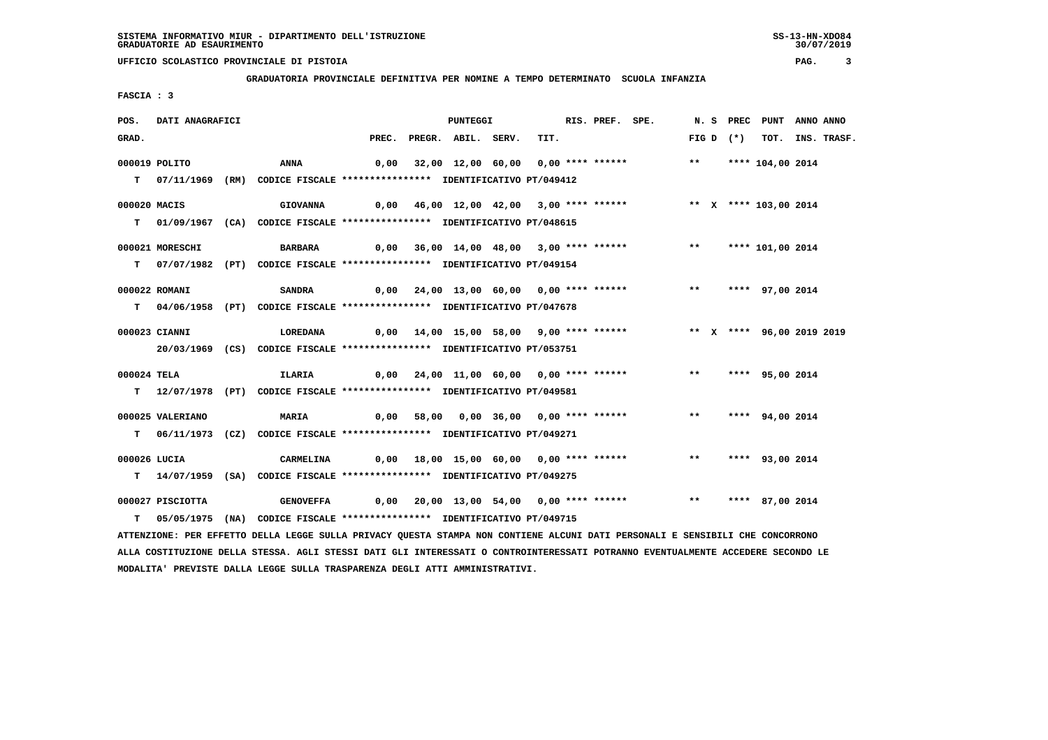**GRADUATORIA PROVINCIALE DEFINITIVA PER NOMINE A TEMPO DETERMINATO SCUOLA INFANZIA**

**FASCIA : 3**

| POS. GRAD. | DATI ANAGRAFICI | | PREC. | PREGR. | ABIL. | SERV. | TIT. | RIS. | PREF. | SPE. | N. S FIG D | PREC (*) | PUNT TOT. | ANNO INS. | ANNO TRASF. |
|---|---|---|---|---|---|---|---|---|---|---|---|---|---|---|---|
| 000019 | POLITO | ANNA | 0,00 | 32,00 | 12,00 | 60,00 | 0,00 | **** | ****** | | ** | **** | 104,00 | 2014 | |
| T | 07/11/1969 (RM) | CODICE FISCALE **************** IDENTIFICATIVO PT/049412 | | | | | | | | | | | | | |
| 000020 | MACIS | GIOVANNA | 0,00 | 46,00 | 12,00 | 42,00 | 3,00 | **** | ****** | | ** X | **** | 103,00 | 2014 | |
| T | 01/09/1967 (CA) | CODICE FISCALE **************** IDENTIFICATIVO PT/048615 | | | | | | | | | | | | | |
| 000021 | MORESCHI | BARBARA | 0,00 | 36,00 | 14,00 | 48,00 | 3,00 | **** | ****** | | ** | **** | 101,00 | 2014 | |
| T | 07/07/1982 (PT) | CODICE FISCALE **************** IDENTIFICATIVO PT/049154 | | | | | | | | | | | | | |
| 000022 | ROMANI | SANDRA | 0,00 | 24,00 | 13,00 | 60,00 | 0,00 | **** | ****** | | ** | **** | 97,00 | 2014 | |
| T | 04/06/1958 (PT) | CODICE FISCALE **************** IDENTIFICATIVO PT/047678 | | | | | | | | | | | | | |
| 000023 | CIANNI | LOREDANA | 0,00 | 14,00 | 15,00 | 58,00 | 9,00 | **** | ****** | | ** X | **** | 96,00 | 2019 | 2019 |
| | 20/03/1969 (CS) | CODICE FISCALE **************** IDENTIFICATIVO PT/053751 | | | | | | | | | | | | | |
| 000024 | TELA | ILARIA | 0,00 | 24,00 | 11,00 | 60,00 | 0,00 | **** | ****** | | ** | **** | 95,00 | 2014 | |
| T | 12/07/1978 (PT) | CODICE FISCALE **************** IDENTIFICATIVO PT/049581 | | | | | | | | | | | | | |
| 000025 | VALERIANO | MARIA | 0,00 | 58,00 | 0,00 | 36,00 | 0,00 | **** | ****** | | ** | **** | 94,00 | 2014 | |
| T | 06/11/1973 (CZ) | CODICE FISCALE **************** IDENTIFICATIVO PT/049271 | | | | | | | | | | | | | |
| 000026 | LUCIA | CARMELINA | 0,00 | 18,00 | 15,00 | 60,00 | 0,00 | **** | ****** | | ** | **** | 93,00 | 2014 | |
| T | 14/07/1959 (SA) | CODICE FISCALE **************** IDENTIFICATIVO PT/049275 | | | | | | | | | | | | | |
| 000027 | PISCIOTTA | GENOVEFFA | 0,00 | 20,00 | 13,00 | 54,00 | 0,00 | **** | ****** | | ** | **** | 87,00 | 2014 | |
| T | 05/05/1975 (NA) | CODICE FISCALE **************** IDENTIFICATIVO PT/049715 | | | | | | | | | | | | | |

ATTENZIONE: PER EFFETTO DELLA LEGGE SULLA PRIVACY QUESTA STAMPA NON CONTIENE ALCUNI DATI PERSONALI E SENSIBILI CHE CONCORRONO ALLA COSTITUZIONE DELLA STESSA. AGLI STESSI DATI GLI INTERESSATI O CONTROINTERESSATI POTRANNO EVENTUALMENTE ACCEDERE SECONDO LE MODALITA' PREVISTE DALLA LEGGE SULLA TRASPARENZA DEGLI ATTI AMMINISTRATIVI.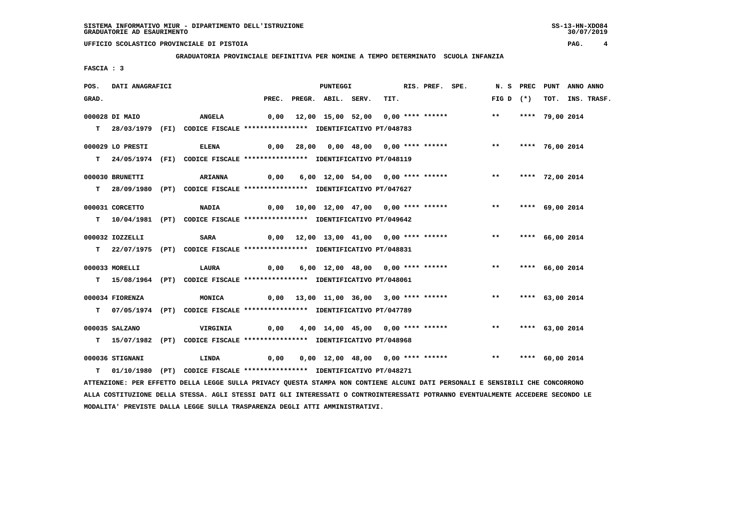SISTEMA INFORMATIVO MIUR - DIPARTIMENTO DELL'ISTRUZIONE
GRADUATORIE AD ESAURIMENTO

UFFICIO SCOLASTICO PROVINCIALE DI PISTOIA

**GRADUATORIA PROVINCIALE DEFINITIVA PER NOMINE A TEMPO DETERMINATO SCUOLA INFANZIA**

FASCIA : 3

| POS. GRAD. | DATI ANAGRAFICI | | PREC. | PREGR. | ABIL. | SERV. | TIT. | RIS. PREF. SPE. | N. S FIG D | PREC (*) | PUNT TOT. | ANNO INS. | ANNO TRASF. |
|---|---|---|---|---|---|---|---|---|---|---|---|---|---|
| 000028 | DI MAIO | ANGELA | 0,00 | 12,00 | 15,00 | 52,00 | 0,00 | **** ****** | ** | **** | 79,00 | 2014 | |
| T | 28/03/1979 (FI) | CODICE FISCALE **************** IDENTIFICATIVO PT/048783 | | | | | | | | | | | |
| 000029 | LO PRESTI | ELENA | 0,00 | 28,00 | 0,00 | 48,00 | 0,00 | **** ****** | ** | **** | 76,00 | 2014 | |
| T | 24/05/1974 (FI) | CODICE FISCALE **************** IDENTIFICATIVO PT/048119 | | | | | | | | | | | |
| 000030 | BRUNETTI | ARIANNA | 0,00 | 6,00 | 12,00 | 54,00 | 0,00 | **** ****** | ** | **** | 72,00 | 2014 | |
| T | 28/09/1980 (PT) | CODICE FISCALE **************** IDENTIFICATIVO PT/047627 | | | | | | | | | | | |
| 000031 | CORCETTO | NADIA | 0,00 | 10,00 | 12,00 | 47,00 | 0,00 | **** ****** | ** | **** | 69,00 | 2014 | |
| T | 10/04/1981 (PT) | CODICE FISCALE **************** IDENTIFICATIVO PT/049642 | | | | | | | | | | | |
| 000032 | IOZZELLI | SARA | 0,00 | 12,00 | 13,00 | 41,00 | 0,00 | **** ****** | ** | **** | 66,00 | 2014 | |
| T | 22/07/1975 (PT) | CODICE FISCALE **************** IDENTIFICATIVO PT/048831 | | | | | | | | | | | |
| 000033 | MORELLI | LAURA | 0,00 | 6,00 | 12,00 | 48,00 | 0,00 | **** ****** | ** | **** | 66,00 | 2014 | |
| T | 15/08/1964 (PT) | CODICE FISCALE **************** IDENTIFICATIVO PT/048061 | | | | | | | | | | | |
| 000034 | FIORENZA | MONICA | 0,00 | 13,00 | 11,00 | 36,00 | 3,00 | **** ****** | ** | **** | 63,00 | 2014 | |
| T | 07/05/1974 (PT) | CODICE FISCALE **************** IDENTIFICATIVO PT/047789 | | | | | | | | | | | |
| 000035 | SALZANO | VIRGINIA | 0,00 | 4,00 | 14,00 | 45,00 | 0,00 | **** ****** | ** | **** | 63,00 | 2014 | |
| T | 15/07/1982 (PT) | CODICE FISCALE **************** IDENTIFICATIVO PT/048968 | | | | | | | | | | | |
| 000036 | STIGNANI | LINDA | 0,00 | 0,00 | 12,00 | 48,00 | 0,00 | **** ****** | ** | **** | 60,00 | 2014 | |
| T | 01/10/1980 (PT) | CODICE FISCALE **************** IDENTIFICATIVO PT/048271 | | | | | | | | | | | |

ATTENZIONE: PER EFFETTO DELLA LEGGE SULLA PRIVACY QUESTA STAMPA NON CONTIENE ALCUNI DATI PERSONALI E SENSIBILI CHE CONCORRONO ALLA COSTITUZIONE DELLA STESSA. AGLI STESSI DATI GLI INTERESSATI O CONTROINTERESSATI POTRANNO EVENTUALMENTE ACCEDERE SECONDO LE MODALITA' PREVISTE DALLA LEGGE SULLA TRASPARENZA DEGLI ATTI AMMINISTRATIVI.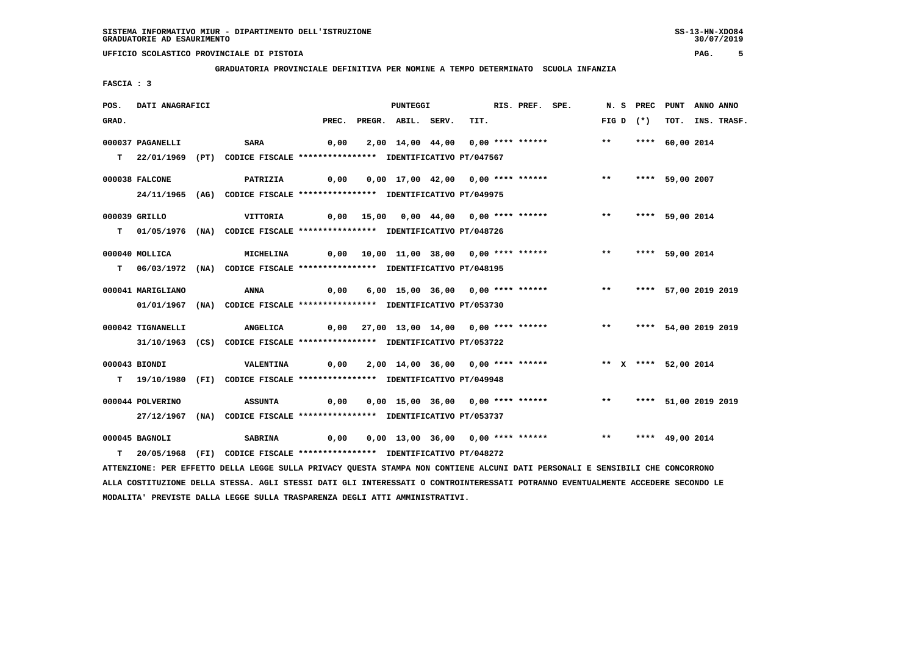SISTEMA INFORMATIVO MIUR - DIPARTIMENTO DELL'ISTRUZIONE
GRADUATORIE AD ESAURIMENTO

UFFICIO SCOLASTICO PROVINCIALE DI PISTOIA

**GRADUATORIA PROVINCIALE DEFINITIVA PER NOMINE A TEMPO DETERMINATO SCUOLA INFANZIA**

FASCIA : 3

| POS. GRAD. | DATI ANAGRAFICI | | PREC. | PREGR. | ABIL. | SERV. | TIT. | RIS. PREF. SPE. | N. S FIG D | PREC (*) | PUNT TOT. | ANNO INS. | ANNO TRASF. |
|---|---|---|---|---|---|---|---|---|---|---|---|---|---|
| 000037 | PAGANELLI | SARA | 0,00 | 2,00 | 14,00 | 44,00 | 0,00 | **** ****** | ** | **** | 60,00 | 2014 | |
| T | 22/01/1969 (PT) | CODICE FISCALE **************** IDENTIFICATIVO PT/047567 | | | | | | | | | | | |
| 000038 | FALCONE | PATRIZIA | 0,00 | 0,00 | 17,00 | 42,00 | 0,00 | **** ****** | ** | **** | 59,00 | 2007 | |
| | 24/11/1965 (AG) | CODICE FISCALE **************** IDENTIFICATIVO PT/049975 | | | | | | | | | | | |
| 000039 | GRILLO | VITTORIA | 0,00 | 15,00 | 0,00 | 44,00 | 0,00 | **** ****** | ** | **** | 59,00 | 2014 | |
| T | 01/05/1976 (NA) | CODICE FISCALE **************** IDENTIFICATIVO PT/048726 | | | | | | | | | | | |
| 000040 | MOLLICA | MICHELINA | 0,00 | 10,00 | 11,00 | 38,00 | 0,00 | **** ****** | ** | **** | 59,00 | 2014 | |
| T | 06/03/1972 (NA) | CODICE FISCALE **************** IDENTIFICATIVO PT/048195 | | | | | | | | | | | |
| 000041 | MARIGLIANO | ANNA | 0,00 | 6,00 | 15,00 | 36,00 | 0,00 | **** ****** | ** | **** | 57,00 | 2019 | 2019 |
| | 01/01/1967 (NA) | CODICE FISCALE **************** IDENTIFICATIVO PT/053730 | | | | | | | | | | | |
| 000042 | TIGNANELLI | ANGELICA | 0,00 | 27,00 | 13,00 | 14,00 | 0,00 | **** ****** | ** | **** | 54,00 | 2019 | 2019 |
| | 31/10/1963 (CS) | CODICE FISCALE **************** IDENTIFICATIVO PT/053722 | | | | | | | | | | | |
| 000043 | BIONDI | VALENTINA | 0,00 | 2,00 | 14,00 | 36,00 | 0,00 | **** ****** | ** X | **** | 52,00 | 2014 | |
| T | 19/10/1980 (FI) | CODICE FISCALE **************** IDENTIFICATIVO PT/049948 | | | | | | | | | | | |
| 000044 | POLVERINO | ASSUNTA | 0,00 | 0,00 | 15,00 | 36,00 | 0,00 | **** ****** | ** | **** | 51,00 | 2019 | 2019 |
| | 27/12/1967 (NA) | CODICE FISCALE **************** IDENTIFICATIVO PT/053737 | | | | | | | | | | | |
| 000045 | BAGNOLI | SABRINA | 0,00 | 0,00 | 13,00 | 36,00 | 0,00 | **** ****** | ** | **** | 49,00 | 2014 | |
| T | 20/05/1968 (FI) | CODICE FISCALE **************** IDENTIFICATIVO PT/048272 | | | | | | | | | | | |

ATTENZIONE: PER EFFETTO DELLA LEGGE SULLA PRIVACY QUESTA STAMPA NON CONTIENE ALCUNI DATI PERSONALI E SENSIBILI CHE CONCORRONO ALLA COSTITUZIONE DELLA STESSA. AGLI STESSI DATI GLI INTERESSATI O CONTROINTERESSATI POTRANNO EVENTUALMENTE ACCEDERE SECONDO LE MODALITA' PREVISTE DALLA LEGGE SULLA TRASPARENZA DEGLI ATTI AMMINISTRATIVI.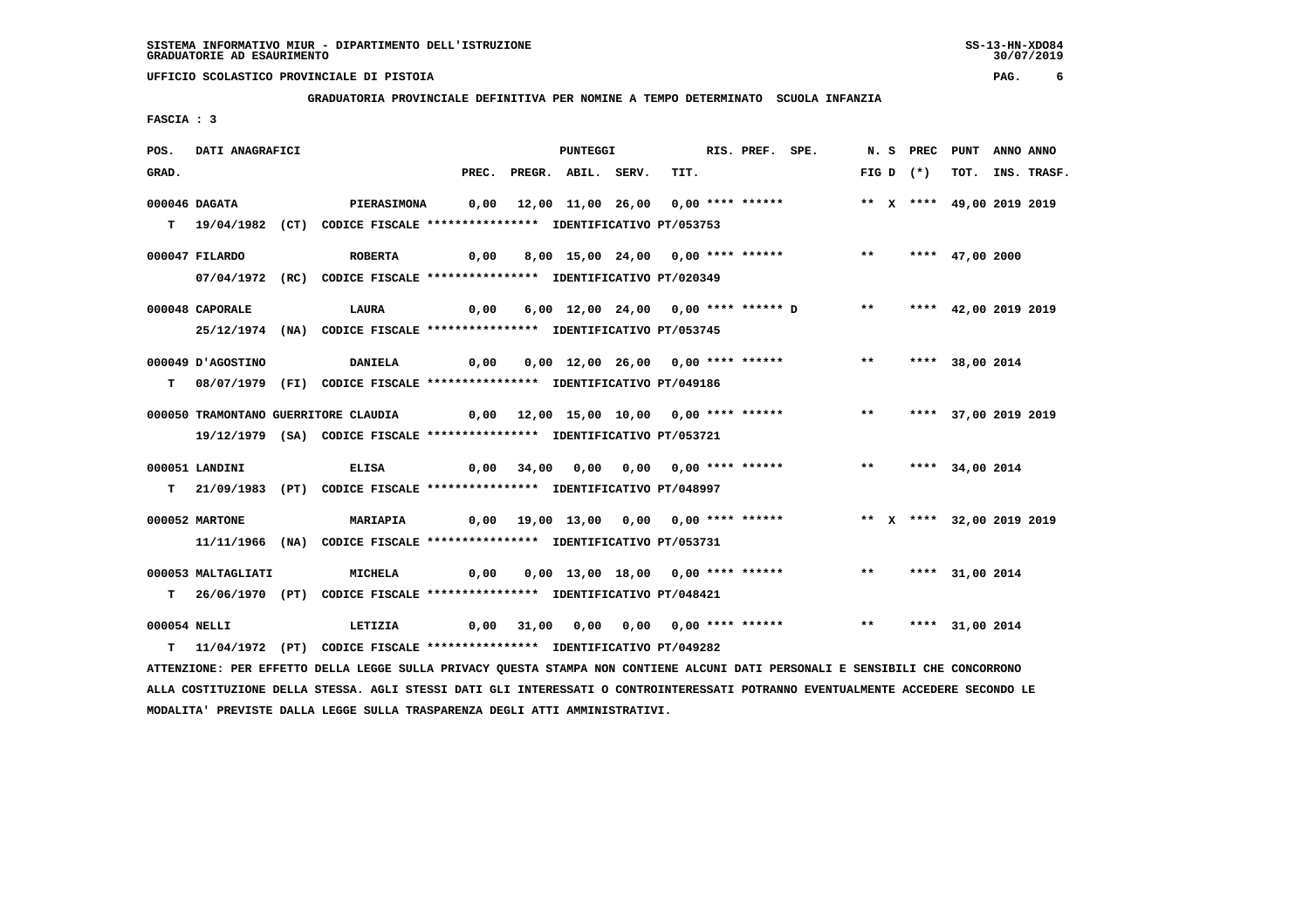SISTEMA INFORMATIVO MIUR - DIPARTIMENTO DELL'ISTRUZIONE
GRADUATORIE AD ESAURIMENTO

UFFICIO SCOLASTICO PROVINCIALE DI PISTOIA

GRADUATORIA PROVINCIALE DEFINITIVA PER NOMINE A TEMPO DETERMINATO SCUOLA INFANZIA

FASCIA : 3

| POS. GRAD. | DATI ANAGRAFICI | | PREC. | PREGR. | ABIL. | SERV. | TIT. | RIS. PREF. SPE. | N. S FIG D | PREC (*) | PUNT TOT. | ANNO INS. | ANNO TRASF. |
|---|---|---|---|---|---|---|---|---|---|---|---|---|---|
| 000046 | DAGATA | PIERASIMONA | 0,00 | 12,00 | 11,00 | 26,00 | 0,00 | **** ****** | ** X | **** | 49,00 | 2019 | 2019 |
| T | 19/04/1982 (CT) | CODICE FISCALE **************** IDENTIFICATIVO PT/053753 | | | | | | | | | | | |
| 000047 | FILARDO | ROBERTA | 0,00 | 8,00 | 15,00 | 24,00 | 0,00 | **** ****** | ** | **** | 47,00 | 2000 | |
| | 07/04/1972 (RC) | CODICE FISCALE **************** IDENTIFICATIVO PT/020349 | | | | | | | | | | | |
| 000048 | CAPORALE | LAURA | 0,00 | 6,00 | 12,00 | 24,00 | 0,00 | **** ****** D | ** | **** | 42,00 | 2019 | 2019 |
| | 25/12/1974 (NA) | CODICE FISCALE **************** IDENTIFICATIVO PT/053745 | | | | | | | | | | | |
| 000049 | D'AGOSTINO | DANIELA | 0,00 | 0,00 | 12,00 | 26,00 | 0,00 | **** ****** | ** | **** | 38,00 | 2014 | |
| T | 08/07/1979 (FI) | CODICE FISCALE **************** IDENTIFICATIVO PT/049186 | | | | | | | | | | | |
| 000050 | TRAMONTANO GUERRITORE | CLAUDIA | 0,00 | 12,00 | 15,00 | 10,00 | 0,00 | **** ****** | ** | **** | 37,00 | 2019 | 2019 |
| | 19/12/1979 (SA) | CODICE FISCALE **************** IDENTIFICATIVO PT/053721 | | | | | | | | | | | |
| 000051 | LANDINI | ELISA | 0,00 | 34,00 | 0,00 | 0,00 | 0,00 | **** ****** | ** | **** | 34,00 | 2014 | |
| T | 21/09/1983 (PT) | CODICE FISCALE **************** IDENTIFICATIVO PT/048997 | | | | | | | | | | | |
| 000052 | MARTONE | MARIAPIA | 0,00 | 19,00 | 13,00 | 0,00 | 0,00 | **** ****** | ** X | **** | 32,00 | 2019 | 2019 |
| | 11/11/1966 (NA) | CODICE FISCALE **************** IDENTIFICATIVO PT/053731 | | | | | | | | | | | |
| 000053 | MALTAGLIATI | MICHELA | 0,00 | 0,00 | 13,00 | 18,00 | 0,00 | **** ****** | ** | **** | 31,00 | 2014 | |
| T | 26/06/1970 (PT) | CODICE FISCALE **************** IDENTIFICATIVO PT/048421 | | | | | | | | | | | |
| 000054 | NELLI | LETIZIA | 0,00 | 31,00 | 0,00 | 0,00 | 0,00 | **** ****** | ** | **** | 31,00 | 2014 | |
| T | 11/04/1972 (PT) | CODICE FISCALE **************** IDENTIFICATIVO PT/049282 | | | | | | | | | | | |

ATTENZIONE: PER EFFETTO DELLA LEGGE SULLA PRIVACY QUESTA STAMPA NON CONTIENE ALCUNI DATI PERSONALI E SENSIBILI CHE CONCORRONO ALLA COSTITUZIONE DELLA STESSA. AGLI STESSI DATI GLI INTERESSATI O CONTROINTERESSATI POTRANNO EVENTUALMENTE ACCEDERE SECONDO LE MODALITA' PREVISTE DALLA LEGGE SULLA TRASPARENZA DEGLI ATTI AMMINISTRATIVI.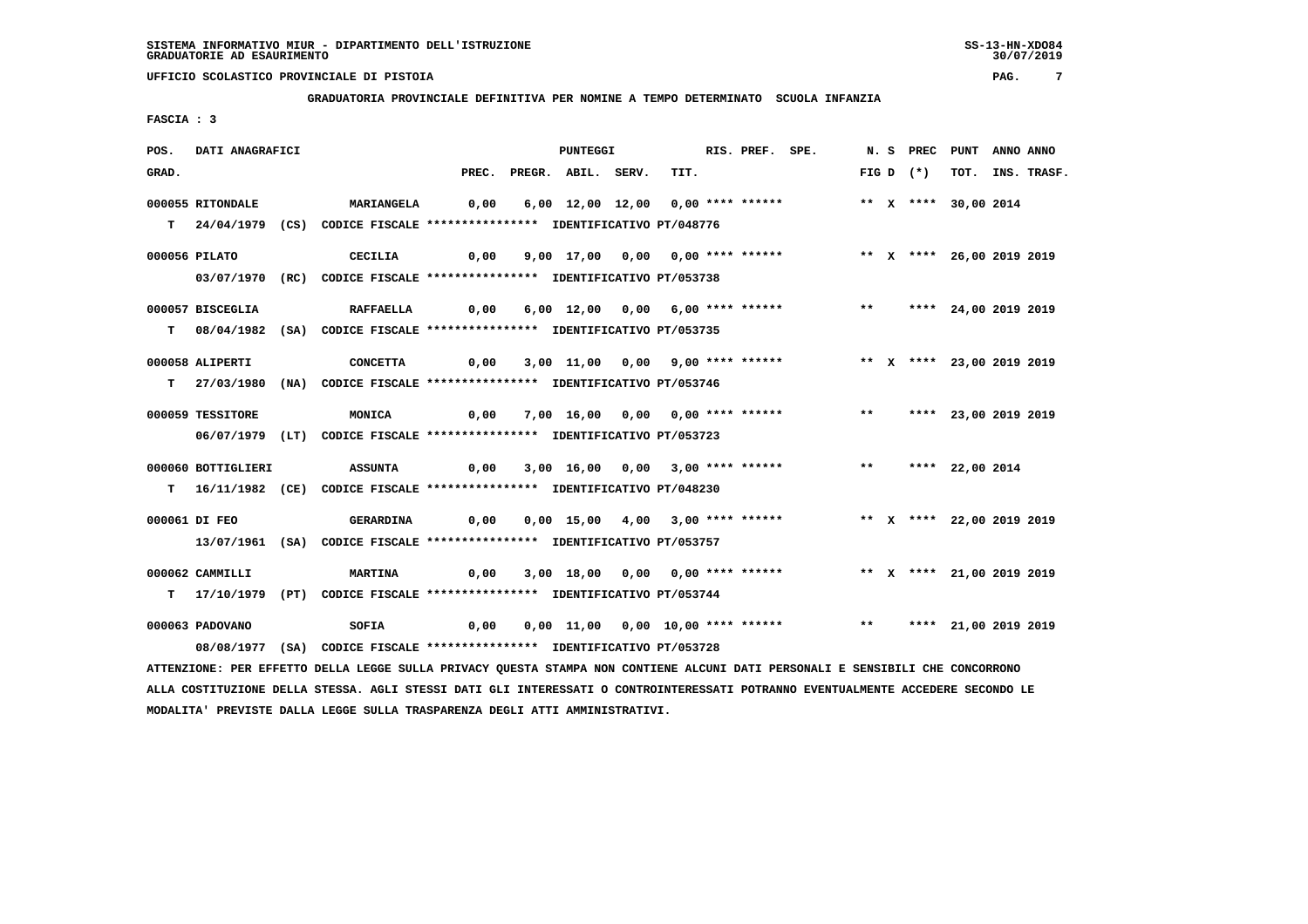SISTEMA INFORMATIVO MIUR - DIPARTIMENTO DELL'ISTRUZIONE
GRADUATORIE AD ESAURIMENTO

UFFICIO SCOLASTICO PROVINCIALE DI PISTOIA

**GRADUATORIA PROVINCIALE DEFINITIVA PER NOMINE A TEMPO DETERMINATO SCUOLA INFANZIA**

**FASCIA : 3**

| POS. GRAD. | DATI ANAGRAFICI | | PREC. | PREGR. | ABIL. | SERV. | TIT. | RIS. | PREF. | SPE. | N. | S D | PREC (*) | PUNT TOT. | ANNO INS. | ANNO TRASF. |
|---|---|---|---|---|---|---|---|---|---|---|---|---|---|---|---|---|
| 000055 | RITONDALE | MARIANGELA | 0,00 | 6,00 | 12,00 | 12,00 | 0,00 | **** | ****** | | ** | X | **** | 30,00 | 2014 | |
| T | 24/04/1979 (CS) CODICE FISCALE **************** IDENTIFICATIVO PT/048776 | | | | | | | | | | | | | | | |
| 000056 | PILATO | CECILIA | 0,00 | 9,00 | 17,00 | 0,00 | 0,00 | **** | ****** | | ** | X | **** | 26,00 | 2019 | 2019 |
| | 03/07/1970 (RC) CODICE FISCALE **************** IDENTIFICATIVO PT/053738 | | | | | | | | | | | | | | | |
| 000057 | BISCEGLIA | RAFFAELLA | 0,00 | 6,00 | 12,00 | 0,00 | 6,00 | **** | ****** | | ** | | **** | 24,00 | 2019 | 2019 |
| T | 08/04/1982 (SA) CODICE FISCALE **************** IDENTIFICATIVO PT/053735 | | | | | | | | | | | | | | | |
| 000058 | ALIPERTI | CONCETTA | 0,00 | 3,00 | 11,00 | 0,00 | 9,00 | **** | ****** | | ** | X | **** | 23,00 | 2019 | 2019 |
| T | 27/03/1980 (NA) CODICE FISCALE **************** IDENTIFICATIVO PT/053746 | | | | | | | | | | | | | | | |
| 000059 | TESSITORE | MONICA | 0,00 | 7,00 | 16,00 | 0,00 | 0,00 | **** | ****** | | ** | | **** | 23,00 | 2019 | 2019 |
| | 06/07/1979 (LT) CODICE FISCALE **************** IDENTIFICATIVO PT/053723 | | | | | | | | | | | | | | | |
| 000060 | BOTTIGLIERI | ASSUNTA | 0,00 | 3,00 | 16,00 | 0,00 | 3,00 | **** | ****** | | ** | | **** | 22,00 | 2014 | |
| T | 16/11/1982 (CE) CODICE FISCALE **************** IDENTIFICATIVO PT/048230 | | | | | | | | | | | | | | | |
| 000061 | DI FEO | GERARDINA | 0,00 | 0,00 | 15,00 | 4,00 | 3,00 | **** | ****** | | ** | X | **** | 22,00 | 2019 | 2019 |
| | 13/07/1961 (SA) CODICE FISCALE **************** IDENTIFICATIVO PT/053757 | | | | | | | | | | | | | | | |
| 000062 | CAMMILLI | MARTINA | 0,00 | 3,00 | 18,00 | 0,00 | 0,00 | **** | ****** | | ** | X | **** | 21,00 | 2019 | 2019 |
| T | 17/10/1979 (PT) CODICE FISCALE **************** IDENTIFICATIVO PT/053744 | | | | | | | | | | | | | | | |
| 000063 | PADOVANO | SOFIA | 0,00 | 0,00 | 11,00 | 0,00 | 10,00 | **** | ****** | | ** | | **** | 21,00 | 2019 | 2019 |
| | 08/08/1977 (SA) CODICE FISCALE **************** IDENTIFICATIVO PT/053728 | | | | | | | | | | | | | | | |

ATTENZIONE: PER EFFETTO DELLA LEGGE SULLA PRIVACY QUESTA STAMPA NON CONTIENE ALCUNI DATI PERSONALI E SENSIBILI CHE CONCORRONO ALLA COSTITUZIONE DELLA STESSA. AGLI STESSI DATI GLI INTERESSATI O CONTROINTERESSATI POTRANNO EVENTUALMENTE ACCEDERE SECONDO LE MODALITA' PREVISTE DALLA LEGGE SULLA TRASPARENZA DEGLI ATTI AMMINISTRATIVI.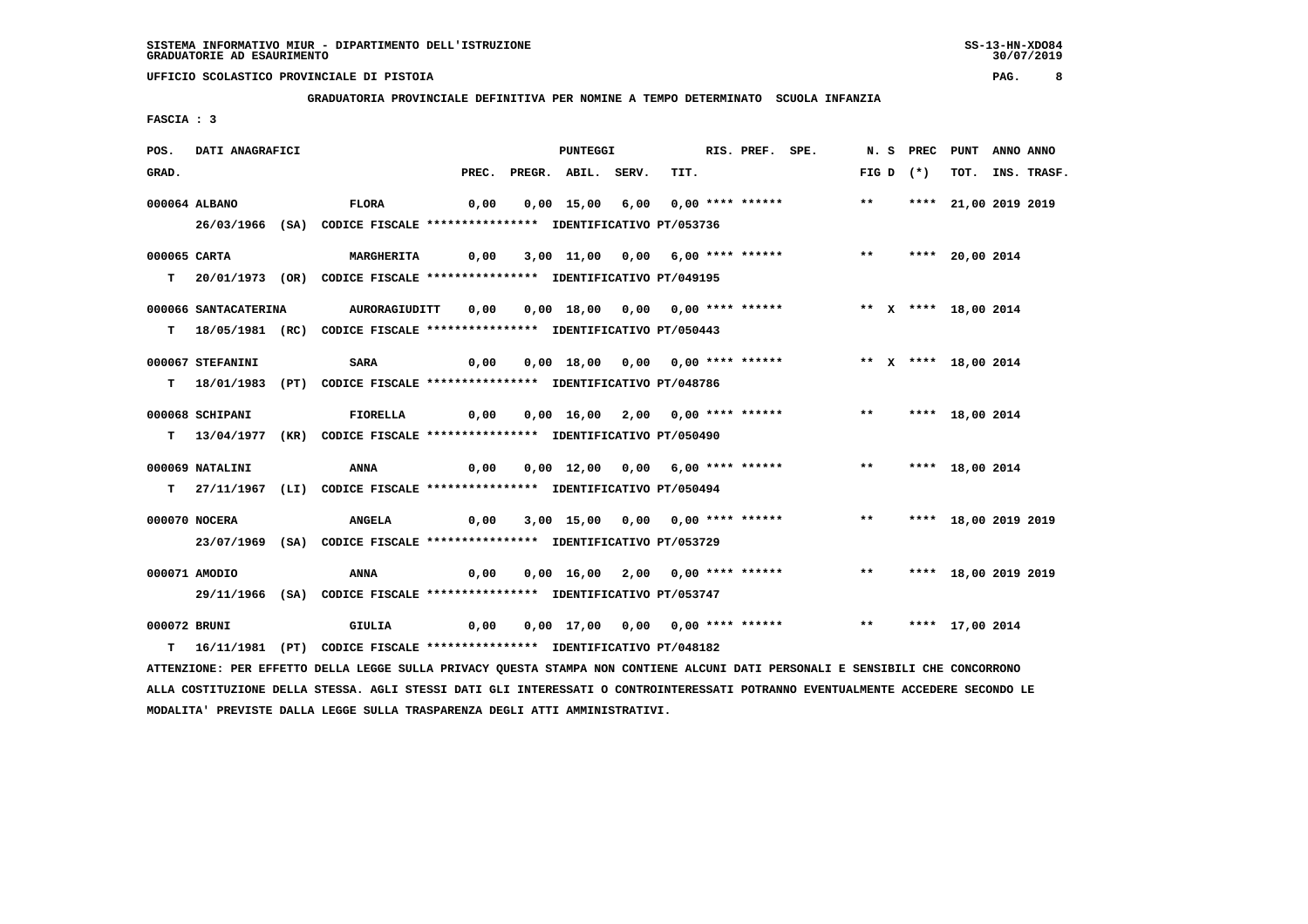SISTEMA INFORMATIVO MIUR - DIPARTIMENTO DELL'ISTRUZIONE
GRADUATORIE AD ESAURIMENTO

UFFICIO SCOLASTICO PROVINCIALE DI PISTOIA

**GRADUATORIA PROVINCIALE DEFINITIVA PER NOMINE A TEMPO DETERMINATO SCUOLA INFANZIA**

FASCIA : 3

| POS. GRAD. | DATI ANAGRAFICI | | PREC. | PREGR. | ABIL. | SERV. | TIT. | RIS. | PREF. | SPE. | N. S FIG D | PREC (*) | PUNT TOT. | ANNO INS. | ANNO TRASF. |
|---|---|---|---|---|---|---|---|---|---|---|---|---|---|---|---|
| 000064 | ALBANO | FLORA | 0,00 | 0,00 | 15,00 | 6,00 | 0,00 | **** | ****** | | ** | **** | 21,00 | 2019 | 2019 |
| | 26/03/1966 (SA) CODICE FISCALE **************** IDENTIFICATIVO PT/053736 | | | | | | | | | | | | | | |
| 000065 | CARTA | MARGHERITA | 0,00 | 3,00 | 11,00 | 0,00 | 6,00 | **** | ****** | | ** | **** | 20,00 | 2014 | |
| T | 20/01/1973 (OR) CODICE FISCALE **************** IDENTIFICATIVO PT/049195 | | | | | | | | | | | | | | |
| 000066 | SANTACATERINA | AURORAGIUDITT | 0,00 | 0,00 | 18,00 | 0,00 | 0,00 | **** | ****** | | ** X | **** | 18,00 | 2014 | |
| T | 18/05/1981 (RC) CODICE FISCALE **************** IDENTIFICATIVO PT/050443 | | | | | | | | | | | | | | |
| 000067 | STEFANINI | SARA | 0,00 | 0,00 | 18,00 | 0,00 | 0,00 | **** | ****** | | ** X | **** | 18,00 | 2014 | |
| T | 18/01/1983 (PT) CODICE FISCALE **************** IDENTIFICATIVO PT/048786 | | | | | | | | | | | | | | |
| 000068 | SCHIPANI | FIORELLA | 0,00 | 0,00 | 16,00 | 2,00 | 0,00 | **** | ****** | | ** | **** | 18,00 | 2014 | |
| T | 13/04/1977 (KR) CODICE FISCALE **************** IDENTIFICATIVO PT/050490 | | | | | | | | | | | | | | |
| 000069 | NATALINI | ANNA | 0,00 | 0,00 | 12,00 | 0,00 | 6,00 | **** | ****** | | ** | **** | 18,00 | 2014 | |
| T | 27/11/1967 (LI) CODICE FISCALE **************** IDENTIFICATIVO PT/050494 | | | | | | | | | | | | | | |
| 000070 | NOCERA | ANGELA | 0,00 | 3,00 | 15,00 | 0,00 | 0,00 | **** | ****** | | ** | **** | 18,00 | 2019 | 2019 |
| | 23/07/1969 (SA) CODICE FISCALE **************** IDENTIFICATIVO PT/053729 | | | | | | | | | | | | | | |
| 000071 | AMODIO | ANNA | 0,00 | 0,00 | 16,00 | 2,00 | 0,00 | **** | ****** | | ** | **** | 18,00 | 2019 | 2019 |
| | 29/11/1966 (SA) CODICE FISCALE **************** IDENTIFICATIVO PT/053747 | | | | | | | | | | | | | | |
| 000072 | BRUNI | GIULIA | 0,00 | 0,00 | 17,00 | 0,00 | 0,00 | **** | ****** | | ** | **** | 17,00 | 2014 | |
| T | 16/11/1981 (PT) CODICE FISCALE **************** IDENTIFICATIVO PT/048182 | | | | | | | | | | | | | | |

ATTENZIONE: PER EFFETTO DELLA LEGGE SULLA PRIVACY QUESTA STAMPA NON CONTIENE ALCUNI DATI PERSONALI E SENSIBILI CHE CONCORRONO ALLA COSTITUZIONE DELLA STESSA. AGLI STESSI DATI GLI INTERESSATI O CONTROINTERESSATI POTRANNO EVENTUALMENTE ACCEDERE SECONDO LE MODALITA' PREVISTE DALLA LEGGE SULLA TRASPARENZA DEGLI ATTI AMMINISTRATIVI.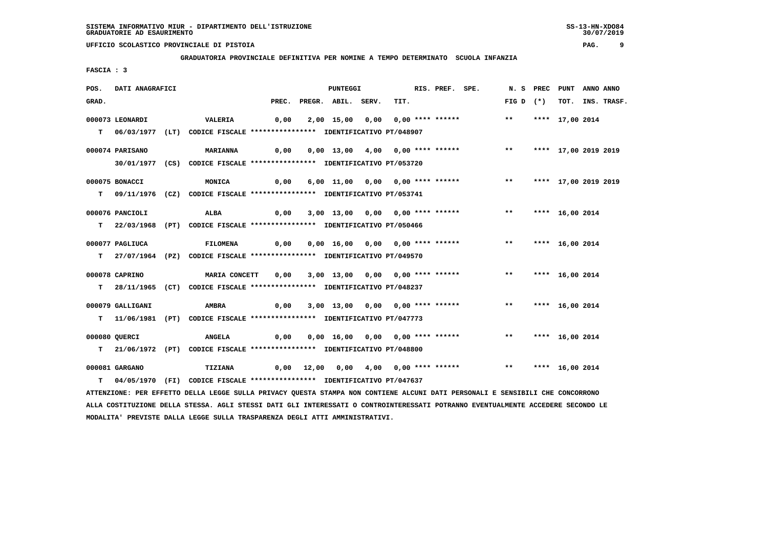SISTEMA INFORMATIVO MIUR - DIPARTIMENTO DELL'ISTRUZIONE
GRADUATORIE AD ESAURIMENTO

UFFICIO SCOLASTICO PROVINCIALE DI PISTOIA

**GRADUATORIA PROVINCIALE DEFINITIVA PER NOMINE A TEMPO DETERMINATO SCUOLA INFANZIA**

FASCIA : 3

| POS. GRAD. | DATI ANAGRAFICI | | PREC. | PREGR. | ABIL. | SERV. | TIT. | RIS. | PREF. | SPE. | N. S FIG D | PREC (*) | PUNT TOT. | ANNO INS. | ANNO TRASF. |
|---|---|---|---|---|---|---|---|---|---|---|---|---|---|---|---|
| 000073 LEONARDI | VALERIA | | 0,00 | 2,00 | 15,00 | 0,00 | 0,00 | **** | ****** | | ** | **** | 17,00 | 2014 | |
| T 06/03/1977 (LT) | CODICE FISCALE **************** | IDENTIFICATIVO PT/048907 | | | | | | | | | | | | | |
| 000074 PARISANO | MARIANNA | | 0,00 | 0,00 | 13,00 | 4,00 | 0,00 | **** | ****** | | ** | **** | 17,00 | 2019 | 2019 |
| 30/01/1977 (CS) | CODICE FISCALE **************** | IDENTIFICATIVO PT/053720 | | | | | | | | | | | | | |
| 000075 BONACCI | MONICA | | 0,00 | 6,00 | 11,00 | 0,00 | 0,00 | **** | ****** | | ** | **** | 17,00 | 2019 | 2019 |
| T 09/11/1976 (CZ) | CODICE FISCALE **************** | IDENTIFICATIVO PT/053741 | | | | | | | | | | | | | |
| 000076 PANCIOLI | ALBA | | 0,00 | 3,00 | 13,00 | 0,00 | 0,00 | **** | ****** | | ** | **** | 16,00 | 2014 | |
| T 22/03/1968 (PT) | CODICE FISCALE **************** | IDENTIFICATIVO PT/050466 | | | | | | | | | | | | | |
| 000077 PAGLIUCA | FILOMENA | | 0,00 | 0,00 | 16,00 | 0,00 | 0,00 | **** | ****** | | ** | **** | 16,00 | 2014 | |
| T 27/07/1964 (PZ) | CODICE FISCALE **************** | IDENTIFICATIVO PT/049570 | | | | | | | | | | | | | |
| 000078 CAPRINO | MARIA CONCETT | | 0,00 | 3,00 | 13,00 | 0,00 | 0,00 | **** | ****** | | ** | **** | 16,00 | 2014 | |
| T 28/11/1965 (CT) | CODICE FISCALE **************** | IDENTIFICATIVO PT/048237 | | | | | | | | | | | | | |
| 000079 GALLIGANI | AMBRA | | 0,00 | 3,00 | 13,00 | 0,00 | 0,00 | **** | ****** | | ** | **** | 16,00 | 2014 | |
| T 11/06/1981 (PT) | CODICE FISCALE **************** | IDENTIFICATIVO PT/047773 | | | | | | | | | | | | | |
| 000080 QUERCI | ANGELA | | 0,00 | 0,00 | 16,00 | 0,00 | 0,00 | **** | ****** | | ** | **** | 16,00 | 2014 | |
| T 21/06/1972 (PT) | CODICE FISCALE **************** | IDENTIFICATIVO PT/048800 | | | | | | | | | | | | | |
| 000081 GARGANO | TIZIANA | | 0,00 | 12,00 | 0,00 | 4,00 | 0,00 | **** | ****** | | ** | **** | 16,00 | 2014 | |
| T 04/05/1970 (FI) | CODICE FISCALE **************** | IDENTIFICATIVO PT/047637 | | | | | | | | | | | | | |

ATTENZIONE: PER EFFETTO DELLA LEGGE SULLA PRIVACY QUESTA STAMPA NON CONTIENE ALCUNI DATI PERSONALI E SENSIBILI CHE CONCORRONO ALLA COSTITUZIONE DELLA STESSA. AGLI STESSI DATI GLI INTERESSATI O CONTROINTERESSATI POTRANNO EVENTUALMENTE ACCEDERE SECONDO LE MODALITA' PREVISTE DALLA LEGGE SULLA TRASPARENZA DEGLI ATTI AMMINISTRATIVI.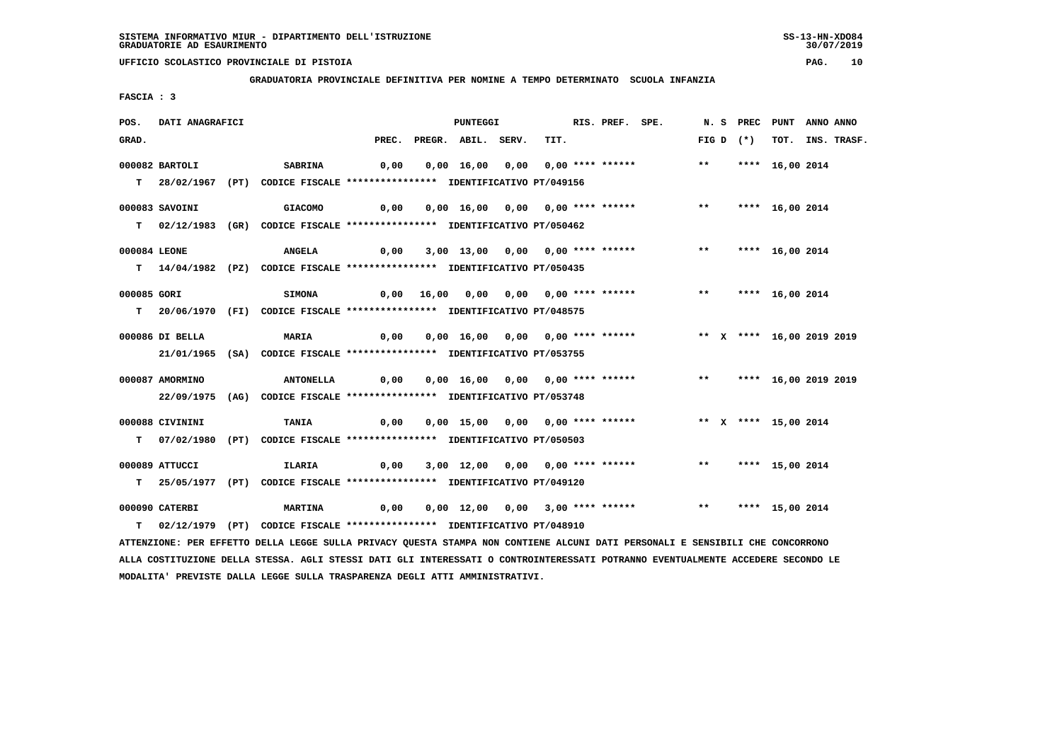SISTEMA INFORMATIVO MIUR - DIPARTIMENTO DELL'ISTRUZIONE
GRADUATORIE AD ESAURIMENTO

UFFICIO SCOLASTICO PROVINCIALE DI PISTOIA

GRADUATORIA PROVINCIALE DEFINITIVA PER NOMINE A TEMPO DETERMINATO SCUOLA INFANZIA

FASCIA : 3

| POS. GRAD. | DATI ANAGRAFICI | | PREC. | PREGR. | ABIL. | SERV. | TIT. | RIS. PREF. SPE. | N. S FIG D | PREC (*) | PUNT TOT. | ANNO INS. | ANNO TRASF. |
|---|---|---|---|---|---|---|---|---|---|---|---|---|---|
| 000082 | BARTOLI | SABRINA | 0,00 | 0,00 | 16,00 | 0,00 | 0,00 | **** ****** | ** | **** | 16,00 | 2014 | |
| T | 28/02/1967 (PT) | CODICE FISCALE **************** IDENTIFICATIVO PT/049156 | | | | | | | | | | | |
| 000083 | SAVOINI | GIACOMO | 0,00 | 0,00 | 16,00 | 0,00 | 0,00 | **** ****** | ** | **** | 16,00 | 2014 | |
| T | 02/12/1983 (GR) | CODICE FISCALE **************** IDENTIFICATIVO PT/050462 | | | | | | | | | | | |
| 000084 | LEONE | ANGELA | 0,00 | 3,00 | 13,00 | 0,00 | 0,00 | **** ****** | ** | **** | 16,00 | 2014 | |
| T | 14/04/1982 (PZ) | CODICE FISCALE **************** IDENTIFICATIVO PT/050435 | | | | | | | | | | | |
| 000085 | GORI | SIMONA | 0,00 | 16,00 | 0,00 | 0,00 | 0,00 | **** ****** | ** | **** | 16,00 | 2014 | |
| T | 20/06/1970 (FI) | CODICE FISCALE **************** IDENTIFICATIVO PT/048575 | | | | | | | | | | | |
| 000086 | DI BELLA | MARIA | 0,00 | 0,00 | 16,00 | 0,00 | 0,00 | **** ****** | ** X | **** | 16,00 | 2019 | 2019 |
| | 21/01/1965 (SA) | CODICE FISCALE **************** IDENTIFICATIVO PT/053755 | | | | | | | | | | | |
| 000087 | AMORMINO | ANTONELLA | 0,00 | 0,00 | 16,00 | 0,00 | 0,00 | **** ****** | ** | **** | 16,00 | 2019 | 2019 |
| | 22/09/1975 (AG) | CODICE FISCALE **************** IDENTIFICATIVO PT/053748 | | | | | | | | | | | |
| 000088 | CIVININI | TANIA | 0,00 | 0,00 | 15,00 | 0,00 | 0,00 | **** ****** | ** X | **** | 15,00 | 2014 | |
| T | 07/02/1980 (PT) | CODICE FISCALE **************** IDENTIFICATIVO PT/050503 | | | | | | | | | | | |
| 000089 | ATTUCCI | ILARIA | 0,00 | 3,00 | 12,00 | 0,00 | 0,00 | **** ****** | ** | **** | 15,00 | 2014 | |
| T | 25/05/1977 (PT) | CODICE FISCALE **************** IDENTIFICATIVO PT/049120 | | | | | | | | | | | |
| 000090 | CATERBI | MARTINA | 0,00 | 0,00 | 12,00 | 0,00 | 3,00 | **** ****** | ** | **** | 15,00 | 2014 | |
| T | 02/12/1979 (PT) | CODICE FISCALE **************** IDENTIFICATIVO PT/048910 | | | | | | | | | | | |

ATTENZIONE: PER EFFETTO DELLA LEGGE SULLA PRIVACY QUESTA STAMPA NON CONTIENE ALCUNI DATI PERSONALI E SENSIBILI CHE CONCORRONO ALLA COSTITUZIONE DELLA STESSA. AGLI STESSI DATI GLI INTERESSATI O CONTROINTERESSATI POTRANNO EVENTUALMENTE ACCEDERE SECONDO LE MODALITA' PREVISTE DALLA LEGGE SULLA TRASPARENZA DEGLI ATTI AMMINISTRATIVI.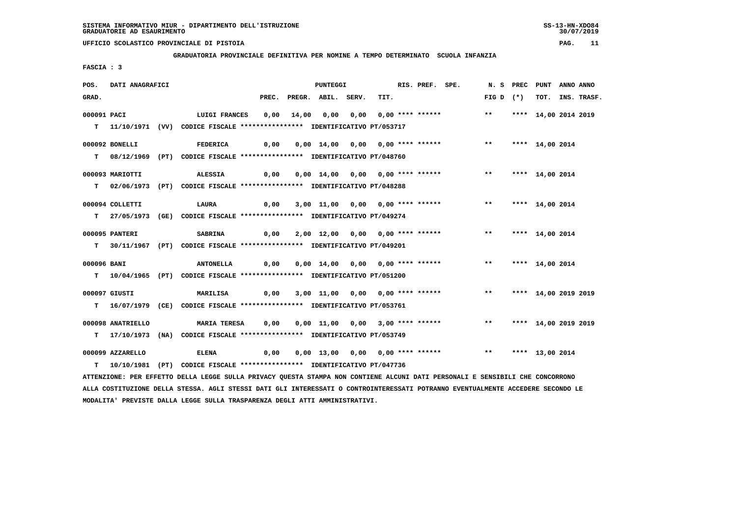SISTEMA INFORMATIVO MIUR - DIPARTIMENTO DELL'ISTRUZIONE
GRADUATORIE AD ESAURIMENTO

UFFICIO SCOLASTICO PROVINCIALE DI PISTOIA

GRADUATORIA PROVINCIALE DEFINITIVA PER NOMINE A TEMPO DETERMINATO SCUOLA INFANZIA

FASCIA : 3

| POS. GRAD. | DATI ANAGRAFICI | | PREC. | PREGR. | ABIL. | SERV. | TIT. | RIS. | PREF. | SPE. | N. S FIG D | PREC (*) | PUNT TOT. | ANNO INS. | ANNO TRASF. |
|---|---|---|---|---|---|---|---|---|---|---|---|---|---|---|---|
| 000091 | PACI | LUIGI FRANCES | 0,00 | 14,00 | 0,00 | 0,00 | 0,00 | **** | ****** | | ** | **** | 14,00 | 2014 | 2019 |
| T | 11/10/1971 (VV) | CODICE FISCALE **************** IDENTIFICATIVO PT/053717 | | | | | | | | | | | | | |
| 000092 | BONELLI | FEDERICA | 0,00 | 0,00 | 14,00 | 0,00 | 0,00 | **** | ****** | | ** | **** | 14,00 | 2014 | |
| T | 08/12/1969 (PT) | CODICE FISCALE **************** IDENTIFICATIVO PT/048760 | | | | | | | | | | | | | |
| 000093 | MARIOTTI | ALESSIA | 0,00 | 0,00 | 14,00 | 0,00 | 0,00 | **** | ****** | | ** | **** | 14,00 | 2014 | |
| T | 02/06/1973 (PT) | CODICE FISCALE **************** IDENTIFICATIVO PT/048288 | | | | | | | | | | | | | |
| 000094 | COLLETTI | LAURA | 0,00 | 3,00 | 11,00 | 0,00 | 0,00 | **** | ****** | | ** | **** | 14,00 | 2014 | |
| T | 27/05/1973 (GE) | CODICE FISCALE **************** IDENTIFICATIVO PT/049274 | | | | | | | | | | | | | |
| 000095 | PANTERI | SABRINA | 0,00 | 2,00 | 12,00 | 0,00 | 0,00 | **** | ****** | | ** | **** | 14,00 | 2014 | |
| T | 30/11/1967 (PT) | CODICE FISCALE **************** IDENTIFICATIVO PT/049201 | | | | | | | | | | | | | |
| 000096 | BANI | ANTONELLA | 0,00 | 0,00 | 14,00 | 0,00 | 0,00 | **** | ****** | | ** | **** | 14,00 | 2014 | |
| T | 10/04/1965 (PT) | CODICE FISCALE **************** IDENTIFICATIVO PT/051200 | | | | | | | | | | | | | |
| 000097 | GIUSTI | MARILISA | 0,00 | 3,00 | 11,00 | 0,00 | 0,00 | **** | ****** | | ** | **** | 14,00 | 2019 | 2019 |
| T | 16/07/1979 (CE) | CODICE FISCALE **************** IDENTIFICATIVO PT/053761 | | | | | | | | | | | | | |
| 000098 | ANATRIELLO | MARIA TERESA | 0,00 | 0,00 | 11,00 | 0,00 | 3,00 | **** | ****** | | ** | **** | 14,00 | 2019 | 2019 |
| T | 17/10/1973 (NA) | CODICE FISCALE **************** IDENTIFICATIVO PT/053749 | | | | | | | | | | | | | |
| 000099 | AZZARELLO | ELENA | 0,00 | 0,00 | 13,00 | 0,00 | 0,00 | **** | ****** | | ** | **** | 13,00 | 2014 | |
| T | 10/10/1981 (PT) | CODICE FISCALE **************** IDENTIFICATIVO PT/047736 | | | | | | | | | | | | | |

ATTENZIONE: PER EFFETTO DELLA LEGGE SULLA PRIVACY QUESTA STAMPA NON CONTIENE ALCUNI DATI PERSONALI E SENSIBILI CHE CONCORRONO ALLA COSTITUZIONE DELLA STESSA. AGLI STESSI DATI GLI INTERESSATI O CONTROINTERESSATI POTRANNO EVENTUALMENTE ACCEDERE SECONDO LE MODALITA' PREVISTE DALLA LEGGE SULLA TRASPARENZA DEGLI ATTI AMMINISTRATIVI.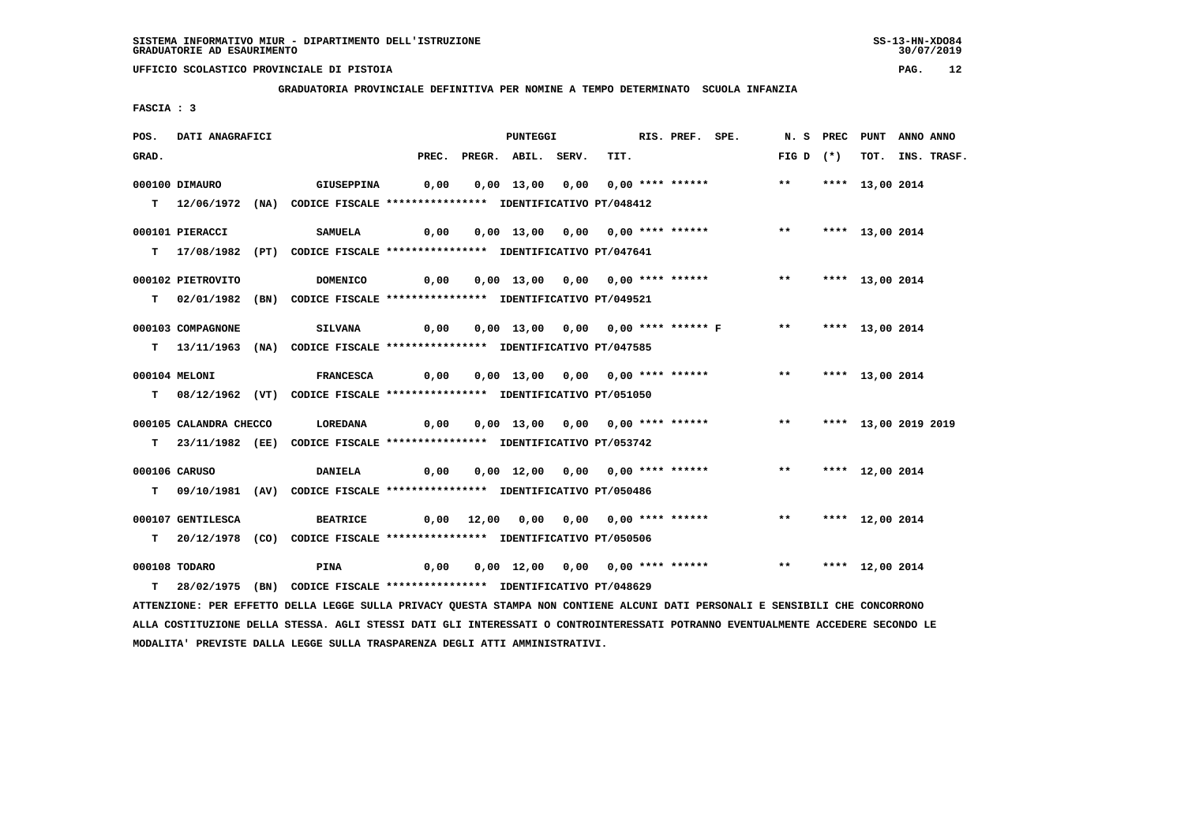SISTEMA INFORMATIVO MIUR - DIPARTIMENTO DELL'ISTRUZIONE
GRADUATORIE AD ESAURIMENTO

UFFICIO SCOLASTICO PROVINCIALE DI PISTOIA

GRADUATORIA PROVINCIALE DEFINITIVA PER NOMINE A TEMPO DETERMINATO SCUOLA INFANZIA

FASCIA : 3

| POS. GRAD. | DATI ANAGRAFICI | | PREC. | PREGR. | ABIL. | SERV. | TIT. | RIS. PREF. | SPE. | N. S FIG D | PREC (*) | PUNT TOT. | ANNO ANNO INS. TRASF. |
|---|---|---|---|---|---|---|---|---|---|---|---|---|---|
| 000100 DIMAURO | GIUSEPPINA | | 0,00 | 0,00 | 13,00 | 0,00 | 0,00 | **** ****** | | ** | **** | 13,00 | 2014 |
| T 12/06/1972 (NA) | CODICE FISCALE **************** | IDENTIFICATIVO PT/048412 | | | | | | | | | | | |
| 000101 PIERACCI | SAMUELA | | 0,00 | 0,00 | 13,00 | 0,00 | 0,00 | **** ****** | | ** | **** | 13,00 | 2014 |
| T 17/08/1982 (PT) | CODICE FISCALE **************** | IDENTIFICATIVO PT/047641 | | | | | | | | | | | |
| 000102 PIETROVITO | DOMENICO | | 0,00 | 0,00 | 13,00 | 0,00 | 0,00 | **** ****** | | ** | **** | 13,00 | 2014 |
| T 02/01/1982 (BN) | CODICE FISCALE **************** | IDENTIFICATIVO PT/049521 | | | | | | | | | | | |
| 000103 COMPAGNONE | SILVANA | | 0,00 | 0,00 | 13,00 | 0,00 | 0,00 | **** ****** | F | ** | **** | 13,00 | 2014 |
| T 13/11/1963 (NA) | CODICE FISCALE **************** | IDENTIFICATIVO PT/047585 | | | | | | | | | | | |
| 000104 MELONI | FRANCESCA | | 0,00 | 0,00 | 13,00 | 0,00 | 0,00 | **** ****** | | ** | **** | 13,00 | 2014 |
| T 08/12/1962 (VT) | CODICE FISCALE **************** | IDENTIFICATIVO PT/051050 | | | | | | | | | | | |
| 000105 CALANDRA CHECCO | LOREDANA | | 0,00 | 0,00 | 13,00 | 0,00 | 0,00 | **** ****** | | ** | **** | 13,00 | 2019 2019 |
| T 23/11/1982 (EE) | CODICE FISCALE **************** | IDENTIFICATIVO PT/053742 | | | | | | | | | | | |
| 000106 CARUSO | DANIELA | | 0,00 | 0,00 | 12,00 | 0,00 | 0,00 | **** ****** | | ** | **** | 12,00 | 2014 |
| T 09/10/1981 (AV) | CODICE FISCALE **************** | IDENTIFICATIVO PT/050486 | | | | | | | | | | | |
| 000107 GENTILESCA | BEATRICE | | 0,00 | 12,00 | 0,00 | 0,00 | 0,00 | **** ****** | | ** | **** | 12,00 | 2014 |
| T 20/12/1978 (CO) | CODICE FISCALE **************** | IDENTIFICATIVO PT/050506 | | | | | | | | | | | |
| 000108 TODARO | PINA | | 0,00 | 0,00 | 12,00 | 0,00 | 0,00 | **** ****** | | ** | **** | 12,00 | 2014 |
| T 28/02/1975 (BN) | CODICE FISCALE **************** | IDENTIFICATIVO PT/048629 | | | | | | | | | | | |

ATTENZIONE: PER EFFETTO DELLA LEGGE SULLA PRIVACY QUESTA STAMPA NON CONTIENE ALCUNI DATI PERSONALI E SENSIBILI CHE CONCORRONO ALLA COSTITUZIONE DELLA STESSA. AGLI STESSI DATI GLI INTERESSATI O CONTROINTERESSATI POTRANNO EVENTUALMENTE ACCEDERE SECONDO LE MODALITA' PREVISTE DALLA LEGGE SULLA TRASPARENZA DEGLI ATTI AMMINISTRATIVI.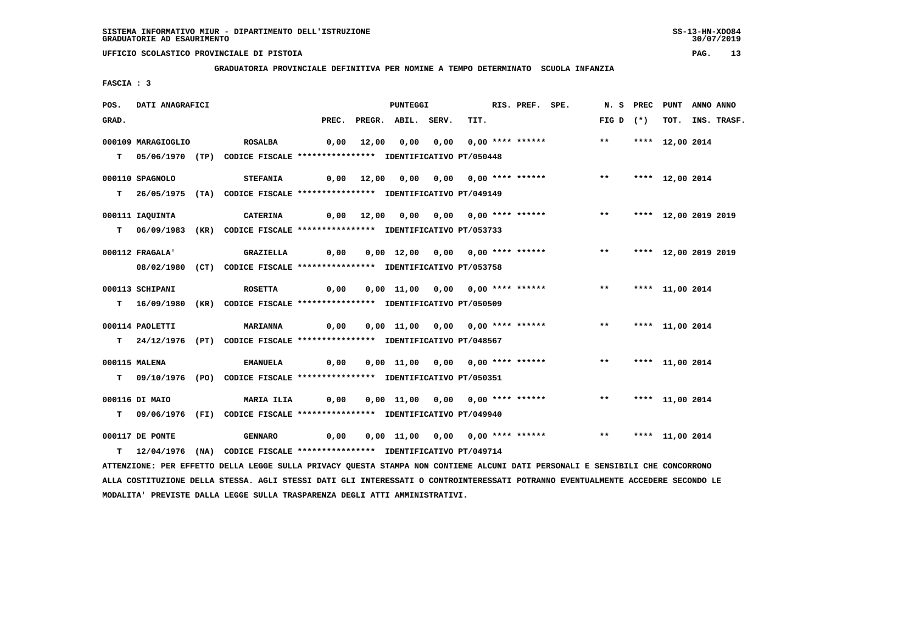SISTEMA INFORMATIVO MIUR - DIPARTIMENTO DELL'ISTRUZIONE
GRADUATORIE AD ESAURIMENTO

UFFICIO SCOLASTICO PROVINCIALE DI PISTOIA

GRADUATORIA PROVINCIALE DEFINITIVA PER NOMINE A TEMPO DETERMINATO SCUOLA INFANZIA

FASCIA : 3

| POS. GRAD. | DATI ANAGRAFICI | | PREC. | PREGR. | ABIL. | SERV. | TIT. | RIS. | PREF. | SPE. | N. S FIG D | PREC (*) | PUNT TOT. | ANNO INS. | ANNO TRASF. |
|---|---|---|---|---|---|---|---|---|---|---|---|---|---|---|---|
| 000109 | MARAGIOGLIO | ROSALBA | 0,00 | 12,00 | 0,00 | 0,00 | 0,00 | **** | ****** | | ** | **** | 12,00 | 2014 | |
| T | 05/06/1970 (TP) | CODICE FISCALE **************** IDENTIFICATIVO PT/050448 | | | | | | | | | | | | | |
| 000110 | SPAGNOLO | STEFANIA | 0,00 | 12,00 | 0,00 | 0,00 | 0,00 | **** | ****** | | ** | **** | 12,00 | 2014 | |
| T | 26/05/1975 (TA) | CODICE FISCALE **************** IDENTIFICATIVO PT/049149 | | | | | | | | | | | | | |
| 000111 | IAQUINTA | CATERINA | 0,00 | 12,00 | 0,00 | 0,00 | 0,00 | **** | ****** | | ** | **** | 12,00 | 2019 | 2019 |
| T | 06/09/1983 (KR) | CODICE FISCALE **************** IDENTIFICATIVO PT/053733 | | | | | | | | | | | | | |
| 000112 | FRAGALA' | GRAZIELLA | 0,00 | 0,00 | 12,00 | 0,00 | 0,00 | **** | ****** | | ** | **** | 12,00 | 2019 | 2019 |
| | 08/02/1980 (CT) | CODICE FISCALE **************** IDENTIFICATIVO PT/053758 | | | | | | | | | | | | | |
| 000113 | SCHIPANI | ROSETTA | 0,00 | 0,00 | 11,00 | 0,00 | 0,00 | **** | ****** | | ** | **** | 11,00 | 2014 | |
| T | 16/09/1980 (KR) | CODICE FISCALE **************** IDENTIFICATIVO PT/050509 | | | | | | | | | | | | | |
| 000114 | PAOLETTI | MARIANNA | 0,00 | 0,00 | 11,00 | 0,00 | 0,00 | **** | ****** | | ** | **** | 11,00 | 2014 | |
| T | 24/12/1976 (PT) | CODICE FISCALE **************** IDENTIFICATIVO PT/048567 | | | | | | | | | | | | | |
| 000115 | MALENA | EMANUELA | 0,00 | 0,00 | 11,00 | 0,00 | 0,00 | **** | ****** | | ** | **** | 11,00 | 2014 | |
| T | 09/10/1976 (PO) | CODICE FISCALE **************** IDENTIFICATIVO PT/050351 | | | | | | | | | | | | | |
| 000116 | DI MAIO | MARIA ILIA | 0,00 | 0,00 | 11,00 | 0,00 | 0,00 | **** | ****** | | ** | **** | 11,00 | 2014 | |
| T | 09/06/1976 (FI) | CODICE FISCALE **************** IDENTIFICATIVO PT/049940 | | | | | | | | | | | | | |
| 000117 | DE PONTE | GENNARO | 0,00 | 0,00 | 11,00 | 0,00 | 0,00 | **** | ****** | | ** | **** | 11,00 | 2014 | |
| T | 12/04/1976 (NA) | CODICE FISCALE **************** IDENTIFICATIVO PT/049714 | | | | | | | | | | | | | |

ATTENZIONE: PER EFFETTO DELLA LEGGE SULLA PRIVACY QUESTA STAMPA NON CONTIENE ALCUNI DATI PERSONALI E SENSIBILI CHE CONCORRONO ALLA COSTITUZIONE DELLA STESSA. AGLI STESSI DATI GLI INTERESSATI O CONTROINTERESSATI POTRANNO EVENTUALMENTE ACCEDERE SECONDO LE MODALITA' PREVISTE DALLA LEGGE SULLA TRASPARENZA DEGLI ATTI AMMINISTRATIVI.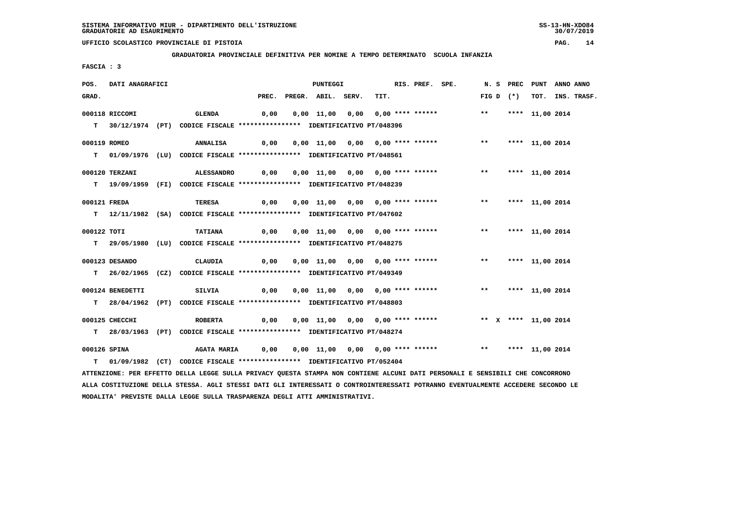**GRADUATORIA PROVINCIALE DEFINITIVA PER NOMINE A TEMPO DETERMINATO SCUOLA INFANZIA**

**FASCIA : 3**

| POS. GRAD. | DATI ANAGRAFICI | | PREC. | PREGR. | ABIL. | SERV. | TIT. | RIS. | PREF. | SPE. | N. S FIG D | PREC (*) | PUNT TOT. | ANNO INS. | ANNO TRASF. |
|---|---|---|---|---|---|---|---|---|---|---|---|---|---|---|---|
| 000118 | RICCOMI | GLENDA | 0,00 | 0,00 | 11,00 | 0,00 | 0,00 | **** | ****** | | ** | **** | 11,00 | 2014 | |
| T | 30/12/1974 (PT) | CODICE FISCALE **************** IDENTIFICATIVO PT/048396 | | | | | | | | | | | | | |
| 000119 | ROMEO | ANNALISA | 0,00 | 0,00 | 11,00 | 0,00 | 0,00 | **** | ****** | | ** | **** | 11,00 | 2014 | |
| T | 01/09/1976 (LU) | CODICE FISCALE **************** IDENTIFICATIVO PT/048561 | | | | | | | | | | | | | |
| 000120 | TERZANI | ALESSANDRO | 0,00 | 0,00 | 11,00 | 0,00 | 0,00 | **** | ****** | | ** | **** | 11,00 | 2014 | |
| T | 19/09/1959 (FI) | CODICE FISCALE **************** IDENTIFICATIVO PT/048239 | | | | | | | | | | | | | |
| 000121 | FREDA | TERESA | 0,00 | 0,00 | 11,00 | 0,00 | 0,00 | **** | ****** | | ** | **** | 11,00 | 2014 | |
| T | 12/11/1982 (SA) | CODICE FISCALE **************** IDENTIFICATIVO PT/047602 | | | | | | | | | | | | | |
| 000122 | TOTI | TATIANA | 0,00 | 0,00 | 11,00 | 0,00 | 0,00 | **** | ****** | | ** | **** | 11,00 | 2014 | |
| T | 29/05/1980 (LU) | CODICE FISCALE **************** IDENTIFICATIVO PT/048275 | | | | | | | | | | | | | |
| 000123 | DESANDO | CLAUDIA | 0,00 | 0,00 | 11,00 | 0,00 | 0,00 | **** | ****** | | ** | **** | 11,00 | 2014 | |
| T | 26/02/1965 (CZ) | CODICE FISCALE **************** IDENTIFICATIVO PT/049349 | | | | | | | | | | | | | |
| 000124 | BENEDETTI | SILVIA | 0,00 | 0,00 | 11,00 | 0,00 | 0,00 | **** | ****** | | ** | **** | 11,00 | 2014 | |
| T | 28/04/1962 (PT) | CODICE FISCALE **************** IDENTIFICATIVO PT/048803 | | | | | | | | | | | | | |
| 000125 | CHECCHI | ROBERTA | 0,00 | 0,00 | 11,00 | 0,00 | 0,00 | **** | ****** | | ** X | **** | 11,00 | 2014 | |
| T | 28/03/1963 (PT) | CODICE FISCALE **************** IDENTIFICATIVO PT/048274 | | | | | | | | | | | | | |
| 000126 | SPINA | AGATA MARIA | 0,00 | 0,00 | 11,00 | 0,00 | 0,00 | **** | ****** | | ** | **** | 11,00 | 2014 | |
| T | 01/09/1982 (CT) | CODICE FISCALE **************** IDENTIFICATIVO PT/052404 | | | | | | | | | | | | | |

ATTENZIONE: PER EFFETTO DELLA LEGGE SULLA PRIVACY QUESTA STAMPA NON CONTIENE ALCUNI DATI PERSONALI E SENSIBILI CHE CONCORRONO ALLA COSTITUZIONE DELLA STESSA. AGLI STESSI DATI GLI INTERESSATI O CONTROINTERESSATI POTRANNO EVENTUALMENTE ACCEDERE SECONDO LE MODALITA' PREVISTE DALLA LEGGE SULLA TRASPARENZA DEGLI ATTI AMMINISTRATIVI.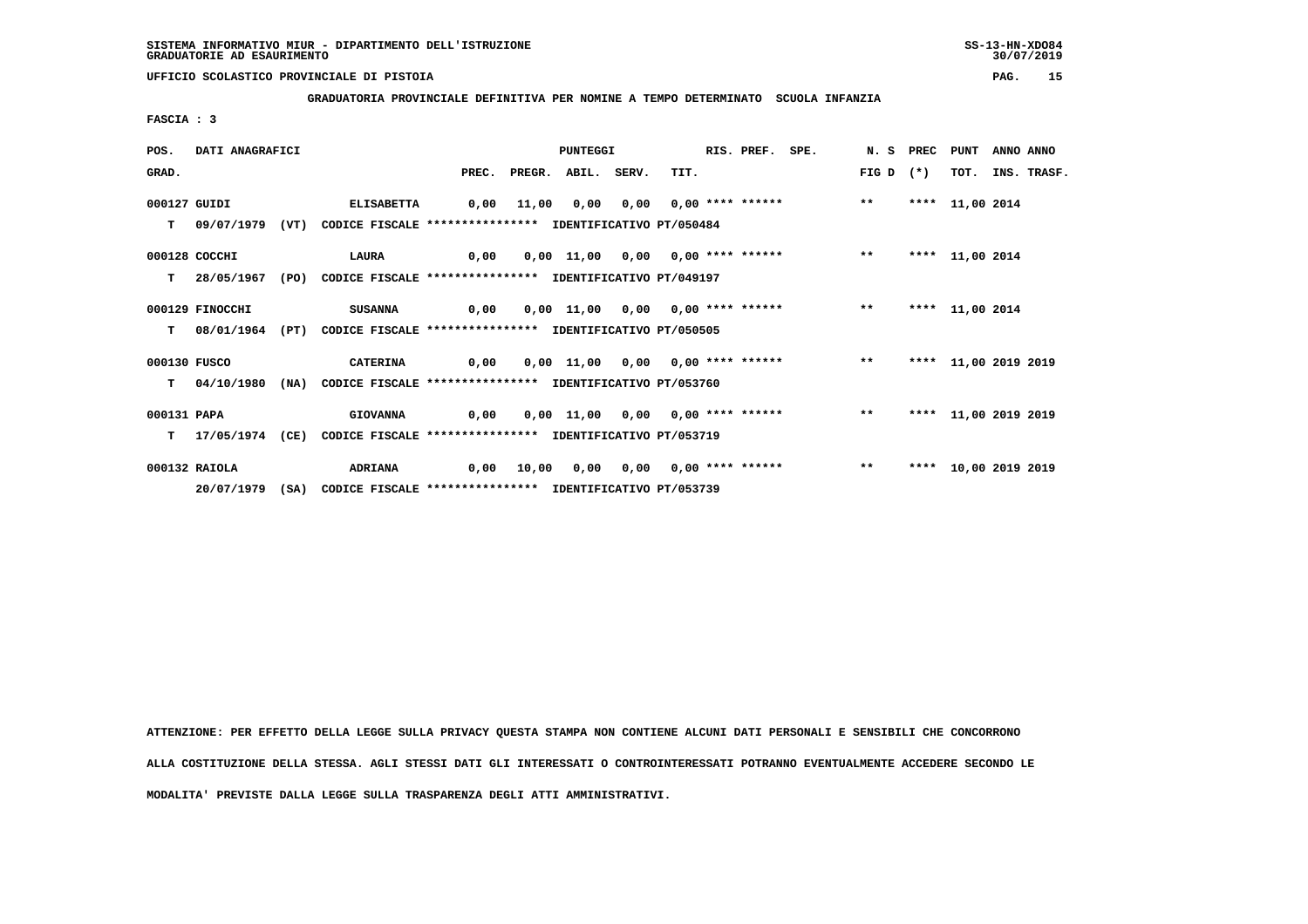SISTEMA INFORMATIVO MIUR - DIPARTIMENTO DELL'ISTRUZIONE
GRADUATORIE AD ESAURIMENTO

UFFICIO SCOLASTICO PROVINCIALE DI PISTOIA

**GRADUATORIA PROVINCIALE DEFINITIVA PER NOMINE A TEMPO DETERMINATO SCUOLA INFANZIA**

**FASCIA : 3**

| POS. GRAD. | DATI ANAGRAFICI | | PREC. | PREGR. | ABIL. | SERV. | TIT. | RIS. PREF. SPE. | N. S FIG D | PREC (*) | PUNT TOT. | ANNO INS. | ANNO TRASF. |
|---|---|---|---|---|---|---|---|---|---|---|---|---|---|
| 000127 | GUIDI | ELISABETTA | 0,00 | 11,00 | 0,00 | 0,00 | 0,00 | **** ****** | ** | **** | 11,00 | 2014 | |
| T | 09/07/1979 (VT) | CODICE FISCALE **************** IDENTIFICATIVO PT/050484 | | | | | | | | | | | |
| 000128 | COCCHI | LAURA | 0,00 | 0,00 | 11,00 | 0,00 | 0,00 | **** ****** | ** | **** | 11,00 | 2014 | |
| T | 28/05/1967 (PO) | CODICE FISCALE **************** IDENTIFICATIVO PT/049197 | | | | | | | | | | | |
| 000129 | FINOCCHI | SUSANNA | 0,00 | 0,00 | 11,00 | 0,00 | 0,00 | **** ****** | ** | **** | 11,00 | 2014 | |
| T | 08/01/1964 (PT) | CODICE FISCALE **************** IDENTIFICATIVO PT/050505 | | | | | | | | | | | |
| 000130 | FUSCO | CATERINA | 0,00 | 0,00 | 11,00 | 0,00 | 0,00 | **** ****** | ** | **** | 11,00 | 2019 | 2019 |
| T | 04/10/1980 (NA) | CODICE FISCALE **************** IDENTIFICATIVO PT/053760 | | | | | | | | | | | |
| 000131 | PAPA | GIOVANNA | 0,00 | 0,00 | 11,00 | 0,00 | 0,00 | **** ****** | ** | **** | 11,00 | 2019 | 2019 |
| T | 17/05/1974 (CE) | CODICE FISCALE **************** IDENTIFICATIVO PT/053719 | | | | | | | | | | | |
| 000132 | RAIOLA | ADRIANA | 0,00 | 10,00 | 0,00 | 0,00 | 0,00 | **** ****** | ** | **** | 10,00 | 2019 | 2019 |
| | 20/07/1979 (SA) | CODICE FISCALE **************** IDENTIFICATIVO PT/053739 | | | | | | | | | | | |

ATTENZIONE: PER EFFETTO DELLA LEGGE SULLA PRIVACY QUESTA STAMPA NON CONTIENE ALCUNI DATI PERSONALI E SENSIBILI CHE CONCORRONO ALLA COSTITUZIONE DELLA STESSA. AGLI STESSI DATI GLI INTERESSATI O CONTROINTERESSATI POTRANNO EVENTUALMENTE ACCEDERE SECONDO LE MODALITA' PREVISTE DALLA LEGGE SULLA TRASPARENZA DEGLI ATTI AMMINISTRATIVI.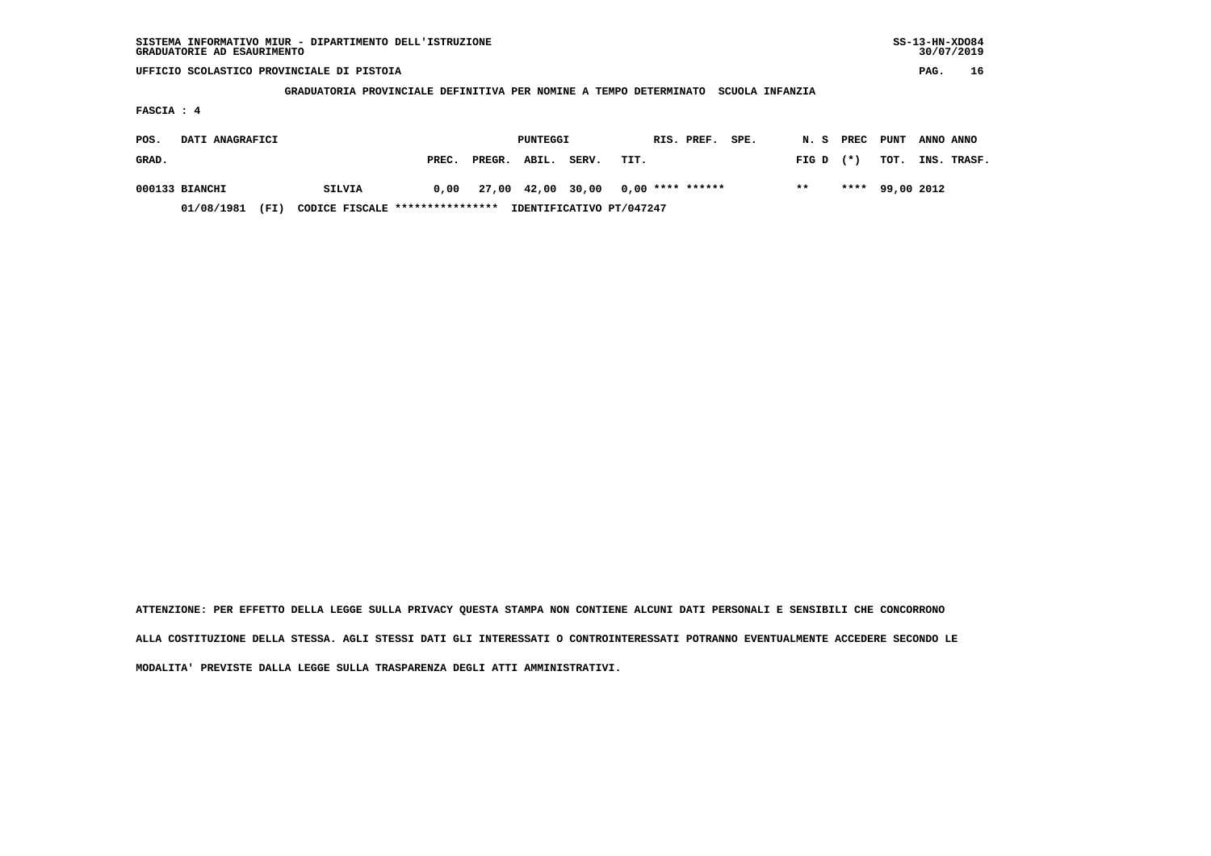SISTEMA INFORMATIVO MIUR - DIPARTIMENTO DELL'ISTRUZIONE
GRADUATORIE AD ESAURIMENTO

SS-13-HN-XDO84
30/07/2019

UFFICIO SCOLASTICO PROVINCIALE DI PISTOIA

**GRADUATORIA PROVINCIALE DEFINITIVA PER NOMINE A TEMPO DETERMINATO SCUOLA INFANZIA**

**FASCIA : 4**

| POS. | DATI ANAGRAFICI | | PUNTEGGI | | | | | RIS. PREF. SPE. | N. S | PREC | PUNT | ANNO | ANNO |
|---|---|---|---|---|---|---|---|---|---|---|---|---|---|
| GRAD. | | | PREC. | PREGR. | ABIL. | SERV. | TIT. | | FIG D | (*) | TOT. | INS. | TRASF. |
| 000133 | BIANCHI | SILVIA | 0,00 | 27,00 | 42,00 | 30,00 | 0,00 | **** ****** | ** | **** | 99,00 | 2012 | |
| | 01/08/1981 (FI) | CODICE FISCALE **************** | IDENTIFICATIVO PT/047247 | | | | | | | | | | |

ATTENZIONE: PER EFFETTO DELLA LEGGE SULLA PRIVACY QUESTA STAMPA NON CONTIENE ALCUNI DATI PERSONALI E SENSIBILI CHE CONCORRONO ALLA COSTITUZIONE DELLA STESSA. AGLI STESSI DATI GLI INTERESSATI O CONTROINTERESSATI POTRANNO EVENTUALMENTE ACCEDERE SECONDO LE MODALITA' PREVISTE DALLA LEGGE SULLA TRASPARENZA DEGLI ATTI AMMINISTRATIVI.